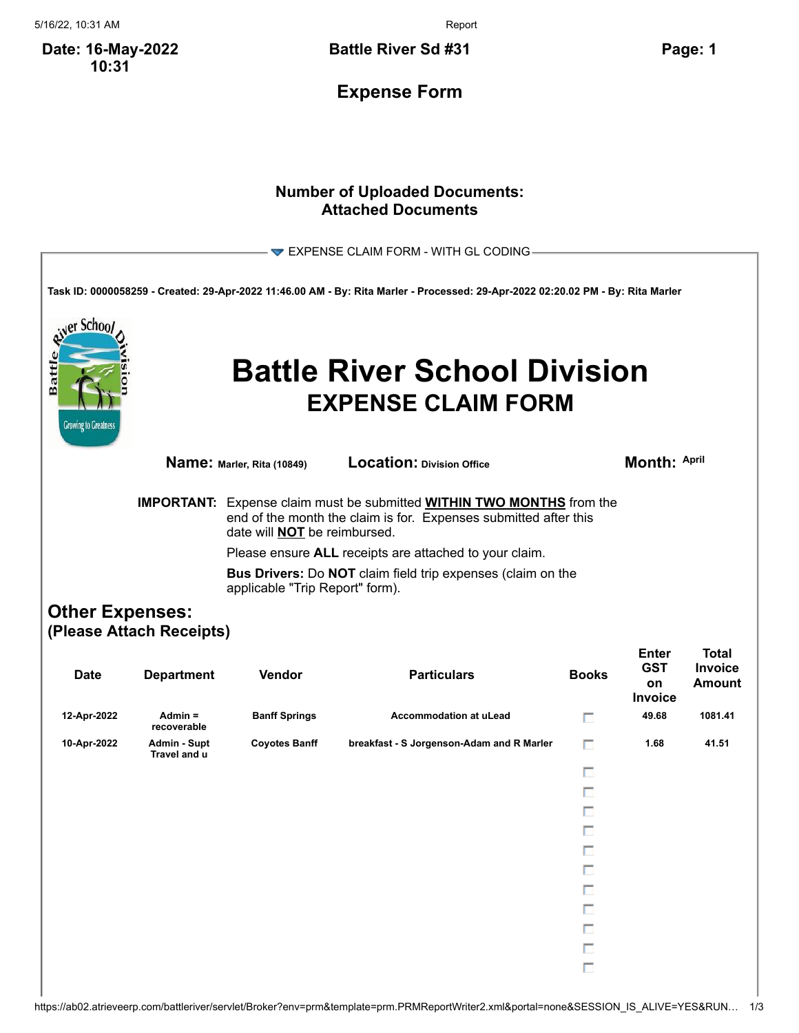**Date: 16-May-2022 10:31** | **Battle River Sd #31** | **Page: 1**

# Expense Form

**Number of Uploaded Documents:**
**Attached Documents**

▼ EXPENSE CLAIM FORM - WITH GL CODING

**Task ID: 0000058259 - Created: 29-Apr-2022 11:46.00 AM - By: Rita Marler - Processed: 29-Apr-2022 02:20.02 PM - By: Rita Marler**

# Battle River School Division
## EXPENSE CLAIM FORM

**Name:** Marler, Rita (10849) **Location:** Division Office **Month:** April

**IMPORTANT:** Expense claim must be submitted **WITHIN TWO MONTHS** from the end of the month the claim is for. Expenses submitted after this date will **NOT** be reimbursed.

Please ensure **ALL** receipts are attached to your claim.

**Bus Drivers:** Do **NOT** claim field trip expenses (claim on the applicable "Trip Report" form).

## Other Expenses:
### (Please Attach Receipts)

| Date | Department | Vendor | Particulars | Books | Enter GST on Invoice | Total Invoice Amount |
|---|---|---|---|---|---|---|
| 12-Apr-2022 | Admin = recoverable | Banff Springs | Accommodation at uLead | ☐ | 49.68 | 1081.41 |
| 10-Apr-2022 | Admin - Supt Travel and u | Coyotes Banff | breakfast - S Jorgenson-Adam and R Marler | ☐ | 1.68 | 41.51 |
| | | | | ☐ | | |
| | | | | ☐ | | |
| | | | | ☐ | | |
| | | | | ☐ | | |
| | | | | ☐ | | |
| | | | | ☐ | | |
| | | | | ☐ | | |
| | | | | ☐ | | |
| | | | | ☐ | | |
| | | | | ☐ | | |
| | | | | ☐ | | |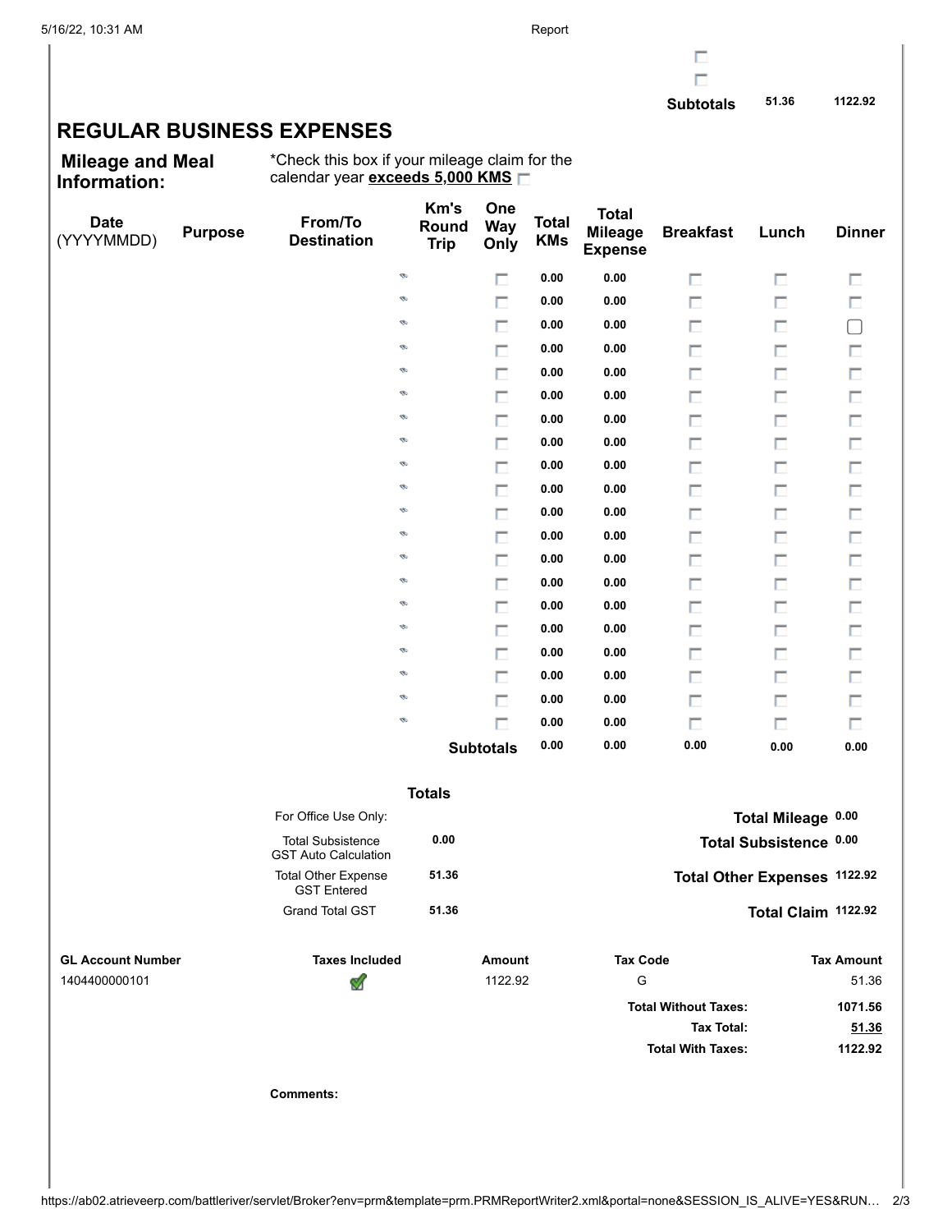| | | |
|---|---|---|
| **Subtotals** | **51.36** | **1122.92** |

# REGULAR BUSINESS EXPENSES

**Mileage and Meal Information:**

*Check this box if your mileage claim for the calendar year **exceeds 5,000 KMS** ☐

| Date (YYYYMMDD) | Purpose | From/To Destination | Km's Round Trip | One Way Only | Total KMs | Total Mileage Expense | Breakfast | Lunch | Dinner |
|---|---|---|---|---|---|---|---|---|---|
| | | | | ☐ | 0.00 | 0.00 | ☐ | ☐ | ☐ |
| | | | | ☐ | 0.00 | 0.00 | ☐ | ☐ | ☐ |
| | | | | ☐ | 0.00 | 0.00 | ☐ | ☐ | ☐ |
| | | | | ☐ | 0.00 | 0.00 | ☐ | ☐ | ☐ |
| | | | | ☐ | 0.00 | 0.00 | ☐ | ☐ | ☐ |
| | | | | ☐ | 0.00 | 0.00 | ☐ | ☐ | ☐ |
| | | | | ☐ | 0.00 | 0.00 | ☐ | ☐ | ☐ |
| | | | | ☐ | 0.00 | 0.00 | ☐ | ☐ | ☐ |
| | | | | ☐ | 0.00 | 0.00 | ☐ | ☐ | ☐ |
| | | | | ☐ | 0.00 | 0.00 | ☐ | ☐ | ☐ |
| | | | | ☐ | 0.00 | 0.00 | ☐ | ☐ | ☐ |
| | | | | ☐ | 0.00 | 0.00 | ☐ | ☐ | ☐ |
| | | | | ☐ | 0.00 | 0.00 | ☐ | ☐ | ☐ |
| | | | | ☐ | 0.00 | 0.00 | ☐ | ☐ | ☐ |
| | | | | ☐ | 0.00 | 0.00 | ☐ | ☐ | ☐ |
| | | | | ☐ | 0.00 | 0.00 | ☐ | ☐ | ☐ |
| | | | | ☐ | 0.00 | 0.00 | ☐ | ☐ | ☐ |
| | | | | ☐ | 0.00 | 0.00 | ☐ | ☐ | ☐ |
| | | | | ☐ | 0.00 | 0.00 | ☐ | ☐ | ☐ |
| | | | | ☐ | 0.00 | 0.00 | ☐ | ☐ | ☐ |
| | | | | **Subtotals** | **0.00** | **0.00** | **0.00** | **0.00** | **0.00** |

**Totals**

| For Office Use Only: | | | |
|---|---|---|---|
| Total Subsistence GST Auto Calculation | **0.00** | **Total Mileage** | **0.00** |
| Total Other Expense GST Entered | **51.36** | **Total Subsistence** | **0.00** |
| Grand Total GST | **51.36** | **Total Other Expenses** | **1122.92** |
| | | **Total Claim** | **1122.92** |

| GL Account Number | Taxes Included | Amount | Tax Code | Tax Amount |
|---|---|---|---|---|
| 1404400000101 | ✔ | 1122.92 | G | 51.36 |
| | | | **Total Without Taxes:** | **1071.56** |
| | | | **Tax Total:** | **51.36** |
| | | | **Total With Taxes:** | **1122.92** |

**Comments:**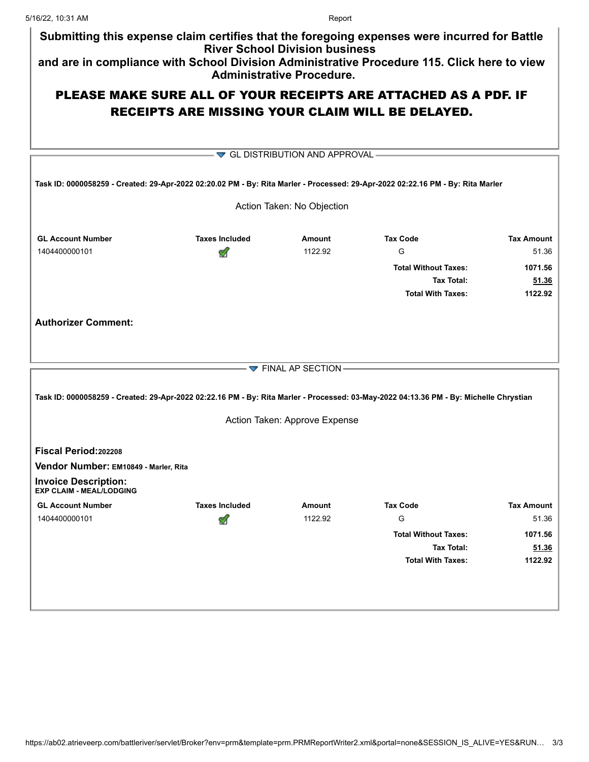**Submitting this expense claim certifies that the foregoing expenses were incurred for Battle River School Division business and are in compliance with School Division Administrative Procedure 115. Click here to view Administrative Procedure.**

## PLEASE MAKE SURE ALL OF YOUR RECEIPTS ARE ATTACHED AS A PDF. IF RECEIPTS ARE MISSING YOUR CLAIM WILL BE DELAYED.

### GL DISTRIBUTION AND APPROVAL

**Task ID: 0000058259 - Created: 29-Apr-2022 02:20.02 PM - By: Rita Marler - Processed: 29-Apr-2022 02:22.16 PM - By: Rita Marler**

Action Taken: No Objection

| GL Account Number | Taxes Included | Amount | Tax Code | Tax Amount |
|---|---|---|---|---|
| 1404400000101 | ✔ | 1122.92 | G | 51.36 |
| | | | **Total Without Taxes:** | **1071.56** |
| | | | **Tax Total:** | **51.36** |
| | | | **Total With Taxes:** | **1122.92** |

**Authorizer Comment:**

### FINAL AP SECTION

**Task ID: 0000058259 - Created: 29-Apr-2022 02:22.16 PM - By: Rita Marler - Processed: 03-May-2022 04:13.36 PM - By: Michelle Chrystian**

Action Taken: Approve Expense

**Fiscal Period:202208**

**Vendor Number: EM10849 - Marler, Rita**

**Invoice Description:**
**EXP CLAIM - MEAL/LODGING**

| GL Account Number | Taxes Included | Amount | Tax Code | Tax Amount |
|---|---|---|---|---|
| 1404400000101 | ✔ | 1122.92 | G | 51.36 |
| | | | **Total Without Taxes:** | **1071.56** |
| | | | **Tax Total:** | **51.36** |
| | | | **Total With Taxes:** | **1122.92** |